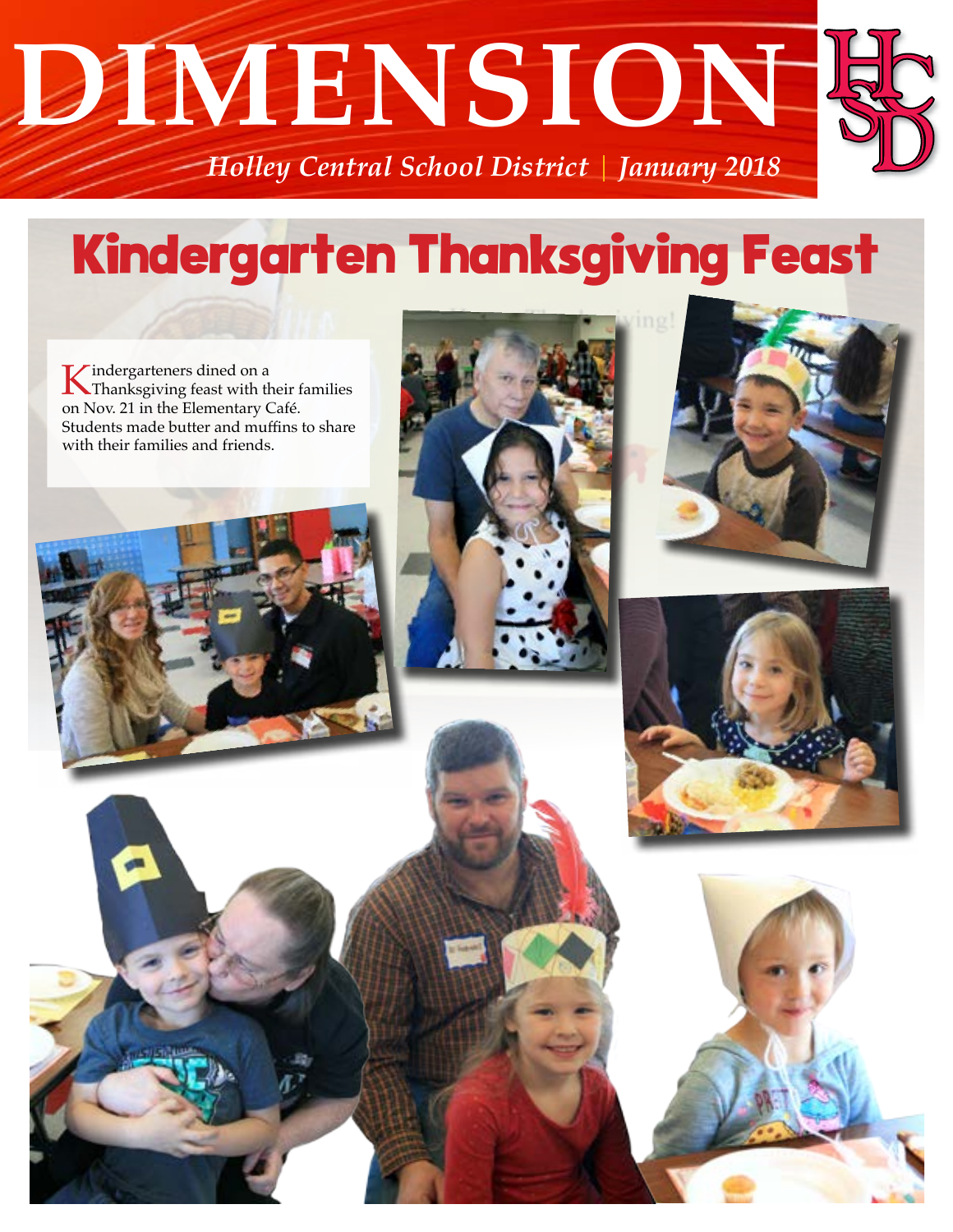# DIMENSION

*Holley Central School District | January 2018*

## Kindergarten Thanksgiving Feast

Kindergarteners dined on a Thanksgiving feast with their families on Nov. 21 in the Elementary Café. Students made butter and muffins to share with their families and friends.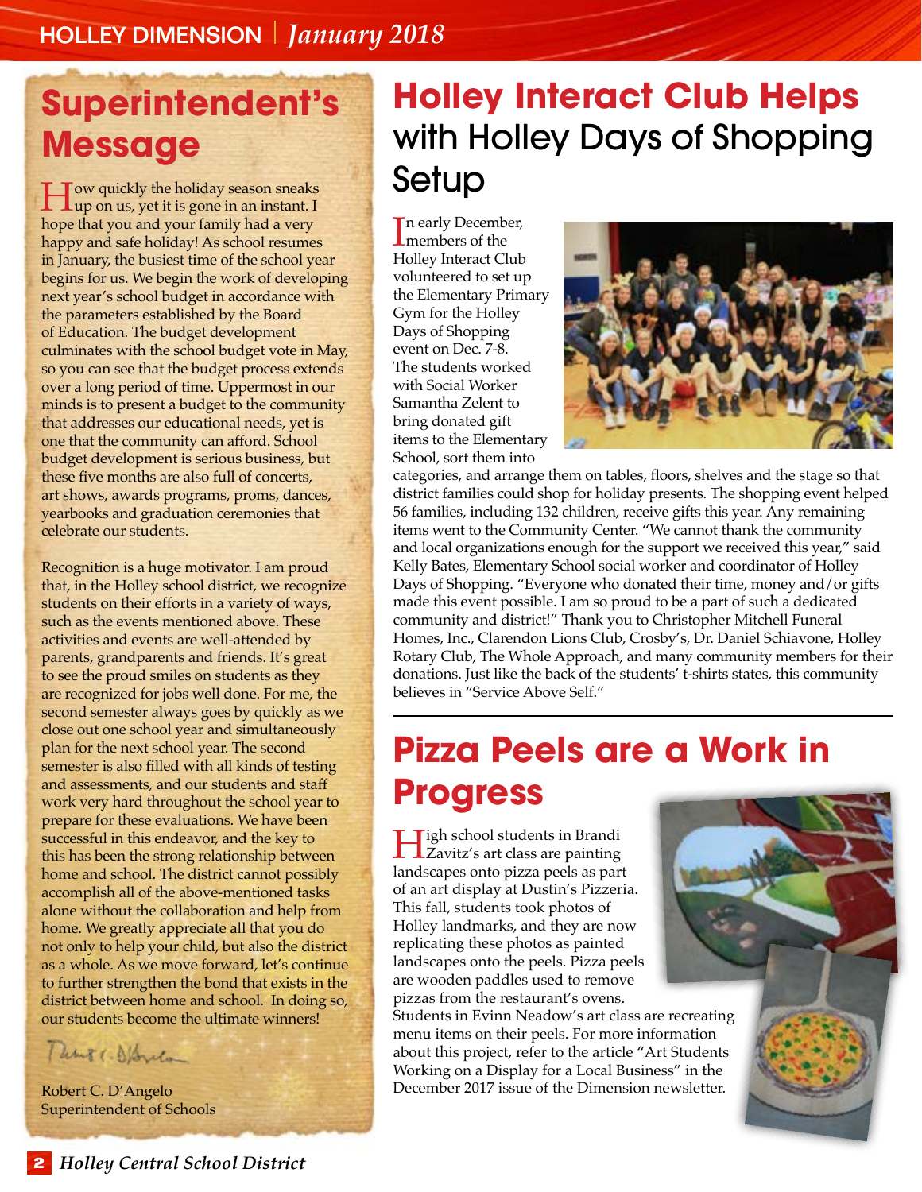## Superintendent's Message

How quickly the holiday season sneaks up on us, yet it is gone in an instant. I hope that you and your family had a very happy and safe holiday! As school resumes in January, the busiest time of the school year begins for us. We begin the work of developing next year's school budget in accordance with the parameters established by the Board of Education. The budget development culminates with the school budget vote in May, so you can see that the budget process extends over a long period of time. Uppermost in our minds is to present a budget to the community that addresses our educational needs, yet is one that the community can afford. School budget development is serious business, but these five months are also full of concerts, art shows, awards programs, proms, dances, yearbooks and graduation ceremonies that celebrate our students.

Recognition is a huge motivator. I am proud that, in the Holley school district, we recognize students on their efforts in a variety of ways, such as the events mentioned above. These activities and events are well-attended by parents, grandparents and friends. It's great to see the proud smiles on students as they are recognized for jobs well done. For me, the second semester always goes by quickly as we close out one school year and simultaneously plan for the next school year. The second semester is also filled with all kinds of testing and assessments, and our students and staff work very hard throughout the school year to prepare for these evaluations. We have been successful in this endeavor, and the key to this has been the strong relationship between home and school. The district cannot possibly accomplish all of the above-mentioned tasks alone without the collaboration and help from home. We greatly appreciate all that you do not only to help your child, but also the district as a whole. As we move forward, let's continue to further strengthen the bond that exists in the district between home and school. In doing so, our students become the ultimate winners!

Robert C. D'Angelo
Superintendent of Schools

## Holley Interact Club Helps with Holley Days of Shopping Setup

In early December, members of the Holley Interact Club volunteered to set up the Elementary Primary Gym for the Holley Days of Shopping event on Dec. 7-8. The students worked with Social Worker Samantha Zelent to bring donated gift items to the Elementary School, sort them into categories, and arrange them on tables, floors, shelves and the stage so that district families could shop for holiday presents. The shopping event helped 56 families, including 132 children, receive gifts this year. Any remaining items went to the Community Center. "We cannot thank the community and local organizations enough for the support we received this year," said Kelly Bates, Elementary School social worker and coordinator of Holley Days of Shopping. "Everyone who donated their time, money and/or gifts made this event possible. I am so proud to be a part of such a dedicated community and district!" Thank you to Christopher Mitchell Funeral Homes, Inc., Clarendon Lions Club, Crosby's, Dr. Daniel Schiavone, Holley Rotary Club, The Whole Approach, and many community members for their donations. Just like the back of the students' t-shirts states, this community believes in "Service Above Self."

## Pizza Peels are a Work in Progress

High school students in Brandi Zavitz's art class are painting landscapes onto pizza peels as part of an art display at Dustin's Pizzeria. This fall, students took photos of Holley landmarks, and they are now replicating these photos as painted landscapes onto the peels. Pizza peels are wooden paddles used to remove pizzas from the restaurant's ovens. Students in Evinn Neadow's art class are recreating menu items on their peels. For more information about this project, refer to the article "Art Students Working on a Display for a Local Business" in the December 2017 issue of the Dimension newsletter.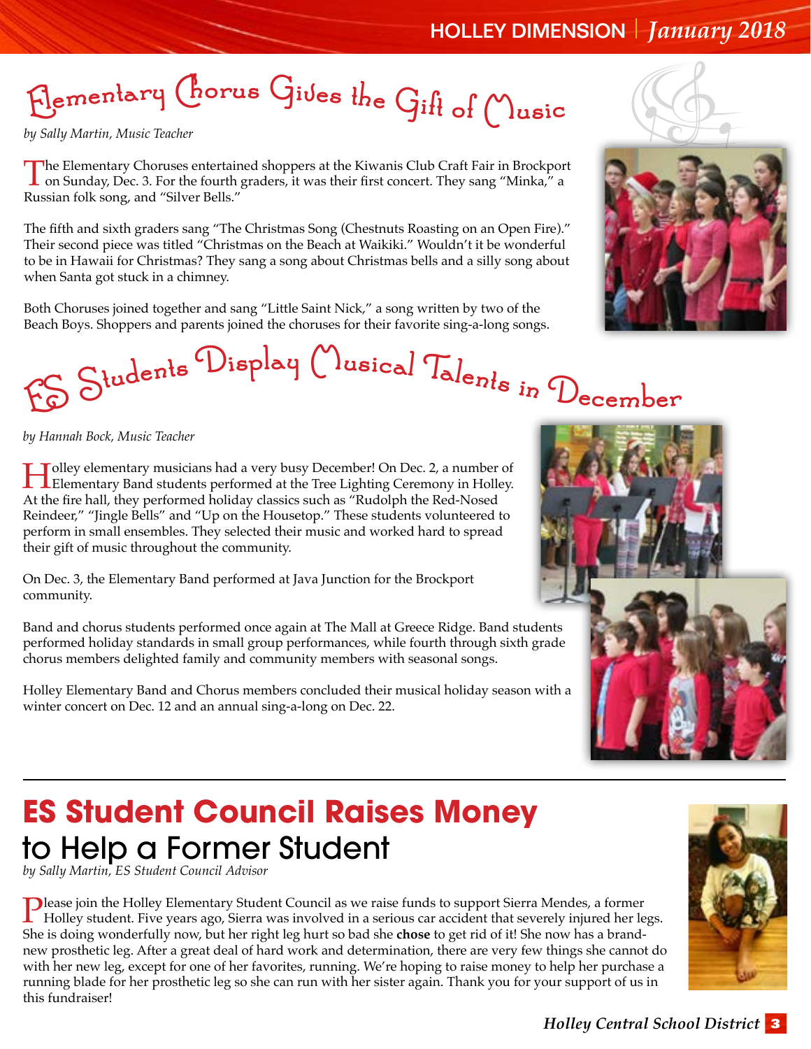# Elementary Chorus Gives the Gift of Music

*by Sally Martin, Music Teacher*

The Elementary Choruses entertained shoppers at the Kiwanis Club Craft Fair in Brockport on Sunday, Dec. 3. For the fourth graders, it was their first concert. They sang "Minka," a Russian folk song, and "Silver Bells."

The fifth and sixth graders sang "The Christmas Song (Chestnuts Roasting on an Open Fire)." Their second piece was titled "Christmas on the Beach at Waikiki." Wouldn't it be wonderful to be in Hawaii for Christmas? They sang a song about Christmas bells and a silly song about when Santa got stuck in a chimney.

Both Choruses joined together and sang "Little Saint Nick," a song written by two of the Beach Boys. Shoppers and parents joined the choruses for their favorite sing-a-long songs.

# ES Students Display Musical Talents in December

*by Hannah Bock, Music Teacher*

Holley elementary musicians had a very busy December! On Dec. 2, a number of Elementary Band students performed at the Tree Lighting Ceremony in Holley. At the fire hall, they performed holiday classics such as "Rudolph the Red-Nosed Reindeer," "Jingle Bells" and "Up on the Housetop." These students volunteered to perform in small ensembles. They selected their music and worked hard to spread their gift of music throughout the community.

On Dec. 3, the Elementary Band performed at Java Junction for the Brockport community.

Band and chorus students performed once again at The Mall at Greece Ridge. Band students performed holiday standards in small group performances, while fourth through sixth grade chorus members delighted family and community members with seasonal songs.

Holley Elementary Band and Chorus members concluded their musical holiday season with a winter concert on Dec. 12 and an annual sing-a-long on Dec. 22.

# ES Student Council Raises Money to Help a Former Student

*by Sally Martin, ES Student Council Advisor*

Please join the Holley Elementary Student Council as we raise funds to support Sierra Mendes, a former Holley student. Five years ago, Sierra was involved in a serious car accident that severely injured her legs. She is doing wonderfully now, but her right leg hurt so bad she **chose** to get rid of it! She now has a brand-new prosthetic leg. After a great deal of hard work and determination, there are very few things she cannot do with her new leg, except for one of her favorites, running. We're hoping to raise money to help her purchase a running blade for her prosthetic leg so she can run with her sister again. Thank you for your support of us in this fundraiser!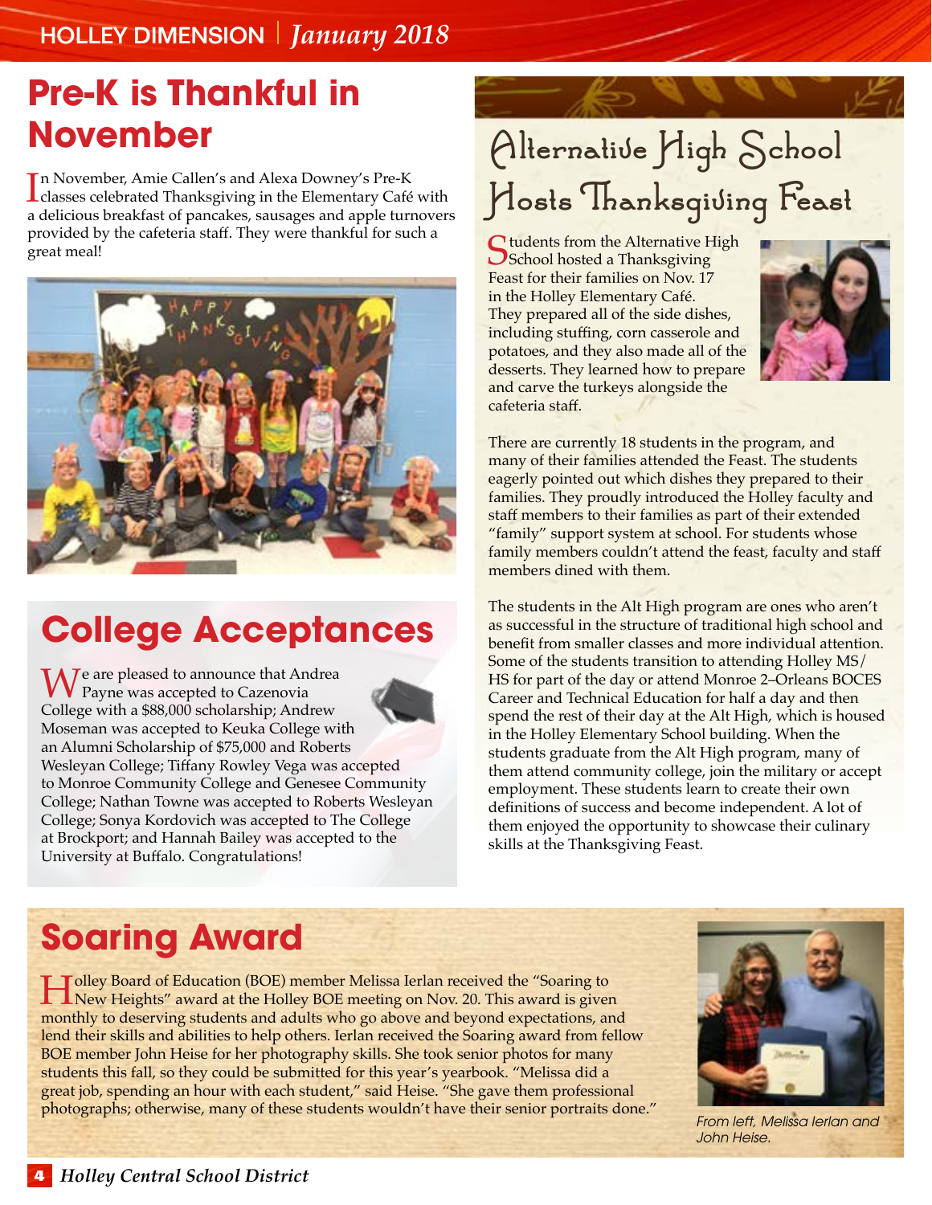## Pre-K is Thankful in November

In November, Amie Callen's and Alexa Downey's Pre-K classes celebrated Thanksgiving in the Elementary Café with a delicious breakfast of pancakes, sausages and apple turnovers provided by the cafeteria staff. They were thankful for such a great meal!

## College Acceptances

We are pleased to announce that Andrea Payne was accepted to Cazenovia College with a $88,000 scholarship; Andrew Moseman was accepted to Keuka College with an Alumni Scholarship of $75,000 and Roberts Wesleyan College; Tiffany Rowley Vega was accepted to Monroe Community College and Genesee Community College; Nathan Towne was accepted to Roberts Wesleyan College; Sonya Kordovich was accepted to The College at Brockport; and Hannah Bailey was accepted to the University at Buffalo. Congratulations!

## Alternative High School Hosts Thanksgiving Feast

Students from the Alternative High School hosted a Thanksgiving Feast for their families on Nov. 17 in the Holley Elementary Café. They prepared all of the side dishes, including stuffing, corn casserole and potatoes, and they also made all of the desserts. They learned how to prepare and carve the turkeys alongside the cafeteria staff.

There are currently 18 students in the program, and many of their families attended the Feast. The students eagerly pointed out which dishes they prepared to their families. They proudly introduced the Holley faculty and staff members to their families as part of their extended "family" support system at school. For students whose family members couldn't attend the feast, faculty and staff members dined with them.

The students in the Alt High program are ones who aren't as successful in the structure of traditional high school and benefit from smaller classes and more individual attention. Some of the students transition to attending Holley MS/HS for part of the day or attend Monroe 2–Orleans BOCES Career and Technical Education for half a day and then spend the rest of their day at the Alt High, which is housed in the Holley Elementary School building. When the students graduate from the Alt High program, many of them attend community college, join the military or accept employment. These students learn to create their own definitions of success and become independent. A lot of them enjoyed the opportunity to showcase their culinary skills at the Thanksgiving Feast.

## Soaring Award

Holley Board of Education (BOE) member Melissa Ierlan received the "Soaring to New Heights" award at the Holley BOE meeting on Nov. 20. This award is given monthly to deserving students and adults who go above and beyond expectations, and lend their skills and abilities to help others. Ierlan received the Soaring award from fellow BOE member John Heise for her photography skills. She took senior photos for many students this fall, so they could be submitted for this year's yearbook. "Melissa did a great job, spending an hour with each student," said Heise. "She gave them professional photographs; otherwise, many of these students wouldn't have their senior portraits done."

*From left, Melissa Ierlan and John Heise.*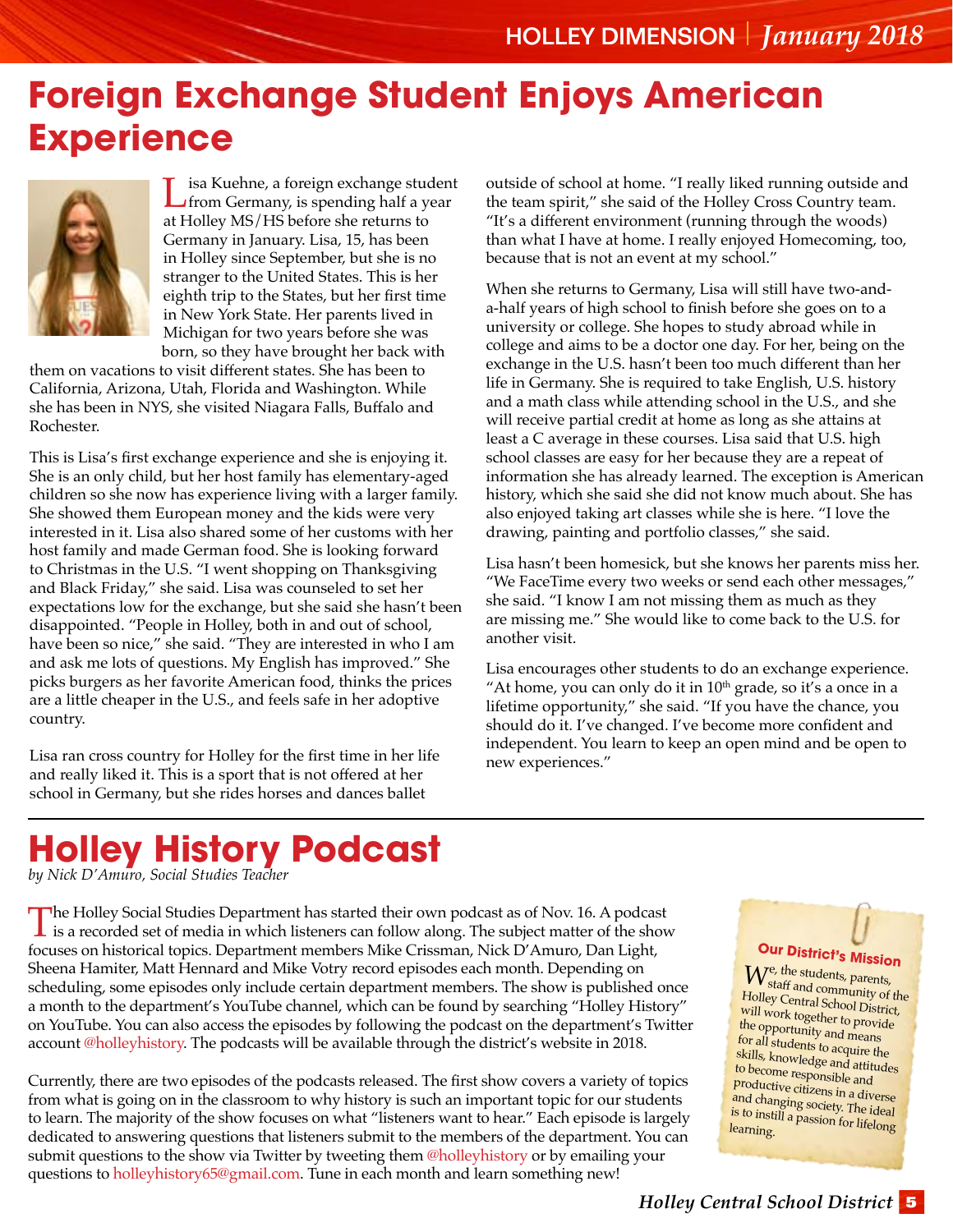# Foreign Exchange Student Enjoys American Experience

Lisa Kuehne, a foreign exchange student from Germany, is spending half a year at Holley MS/HS before she returns to Germany in January. Lisa, 15, has been in Holley since September, but she is no stranger to the United States. This is her eighth trip to the States, but her first time in New York State. Her parents lived in Michigan for two years before she was born, so they have brought her back with them on vacations to visit different states. She has been to California, Arizona, Utah, Florida and Washington. While she has been in NYS, she visited Niagara Falls, Buffalo and Rochester.

This is Lisa's first exchange experience and she is enjoying it. She is an only child, but her host family has elementary-aged children so she now has experience living with a larger family. She showed them European money and the kids were very interested in it. Lisa also shared some of her customs with her host family and made German food. She is looking forward to Christmas in the U.S. "I went shopping on Thanksgiving and Black Friday," she said. Lisa was counseled to set her expectations low for the exchange, but she said she hasn't been disappointed. "People in Holley, both in and out of school, have been so nice," she said. "They are interested in who I am and ask me lots of questions. My English has improved." She picks burgers as her favorite American food, thinks the prices are a little cheaper in the U.S., and feels safe in her adoptive country.

Lisa ran cross country for Holley for the first time in her life and really liked it. This is a sport that is not offered at her school in Germany, but she rides horses and dances ballet outside of school at home. "I really liked running outside and the team spirit," she said of the Holley Cross Country team. "It's a different environment (running through the woods) than what I have at home. I really enjoyed Homecoming, too, because that is not an event at my school."

When she returns to Germany, Lisa will still have two-and-a-half years of high school to finish before she goes on to a university or college. She hopes to study abroad while in college and aims to be a doctor one day. For her, being on the exchange in the U.S. hasn't been too much different than her life in Germany. She is required to take English, U.S. history and a math class while attending school in the U.S., and she will receive partial credit at home as long as she attains at least a C average in these courses. Lisa said that U.S. high school classes are easy for her because they are a repeat of information she has already learned. The exception is American history, which she said she did not know much about. She has also enjoyed taking art classes while she is here. "I love the drawing, painting and portfolio classes," she said.

Lisa hasn't been homesick, but she knows her parents miss her. "We FaceTime every two weeks or send each other messages," she said. "I know I am not missing them as much as they are missing me." She would like to come back to the U.S. for another visit.

Lisa encourages other students to do an exchange experience. "At home, you can only do it in 10th grade, so it's a once in a lifetime opportunity," she said. "If you have the chance, you should do it. I've changed. I've become more confident and independent. You learn to keep an open mind and be open to new experiences."

# Holley History Podcast

*by Nick D'Amuro, Social Studies Teacher*

The Holley Social Studies Department has started their own podcast as of Nov. 16. A podcast is a recorded set of media in which listeners can follow along. The subject matter of the show focuses on historical topics. Department members Mike Crissman, Nick D'Amuro, Dan Light, Sheena Hamiter, Matt Hennard and Mike Votry record episodes each month. Depending on scheduling, some episodes only include certain department members. The show is published once a month to the department's YouTube channel, which can be found by searching "Holley History" on YouTube. You can also access the episodes by following the podcast on the department's Twitter account @holleyhistory. The podcasts will be available through the district's website in 2018.

Currently, there are two episodes of the podcasts released. The first show covers a variety of topics from what is going on in the classroom to why history is such an important topic for our students to learn. The majority of the show focuses on what "listeners want to hear." Each episode is largely dedicated to answering questions that listeners submit to the members of the department. You can submit questions to the show via Twitter by tweeting them @holleyhistory or by emailing your questions to holleyhistory65@gmail.com. Tune in each month and learn something new!

**Our District's Mission**

We, the students, parents, staff and community of the Holley Central School District, will work together to provide the opportunity and means for all students to acquire the skills, knowledge and attitudes to become responsible and productive citizens in a diverse and changing society. The ideal is to instill a passion for lifelong learning.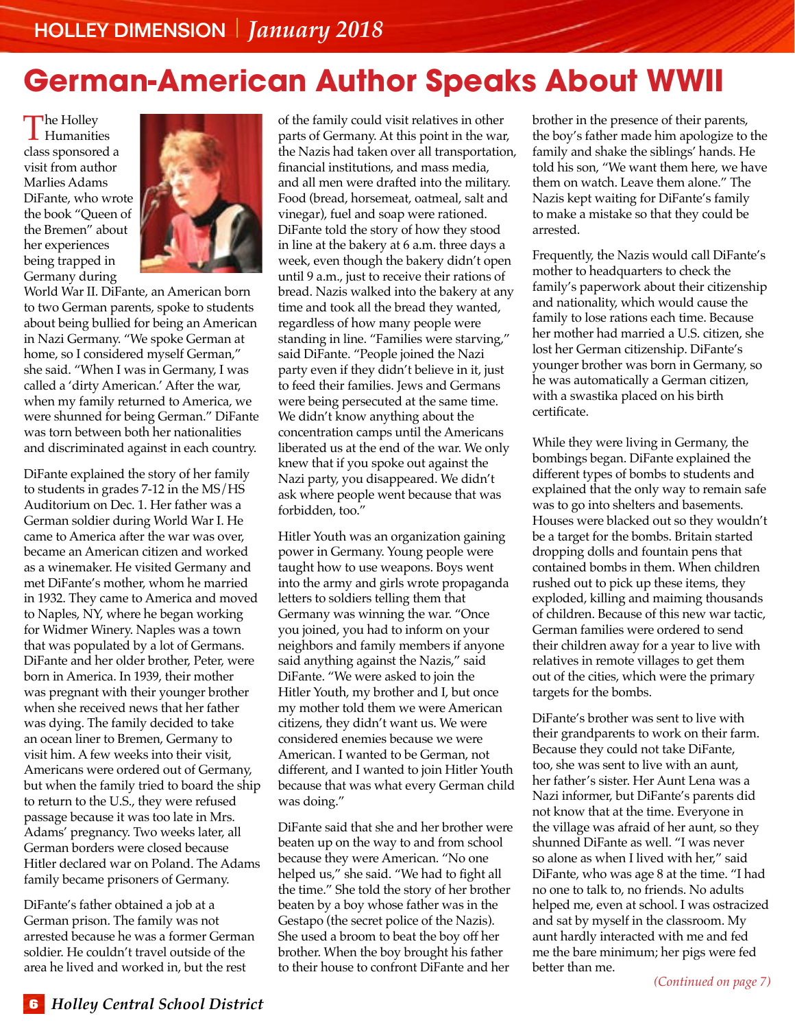# German-American Author Speaks About WWII

The Holley Humanities class sponsored a visit from author Marlies Adams DiFante, who wrote the book "Queen of the Bremen" about her experiences being trapped in Germany during World War II. DiFante, an American born to two German parents, spoke to students about being bullied for being an American in Nazi Germany. "We spoke German at home, so I considered myself German," she said. "When I was in Germany, I was called a 'dirty American.' After the war, when my family returned to America, we were shunned for being German." DiFante was torn between both her nationalities and discriminated against in each country.

DiFante explained the story of her family to students in grades 7-12 in the MS/HS Auditorium on Dec. 1. Her father was a German soldier during World War I. He came to America after the war was over, became an American citizen and worked as a winemaker. He visited Germany and met DiFante's mother, whom he married in 1932. They came to America and moved to Naples, NY, where he began working for Widmer Winery. Naples was a town that was populated by a lot of Germans. DiFante and her older brother, Peter, were born in America. In 1939, their mother was pregnant with their younger brother when she received news that her father was dying. The family decided to take an ocean liner to Bremen, Germany to visit him. A few weeks into their visit, Americans were ordered out of Germany, but when the family tried to board the ship to return to the U.S., they were refused passage because it was too late in Mrs. Adams' pregnancy. Two weeks later, all German borders were closed because Hitler declared war on Poland. The Adams family became prisoners of Germany.

DiFante's father obtained a job at a German prison. The family was not arrested because he was a former German soldier. He couldn't travel outside of the area he lived and worked in, but the rest of the family could visit relatives in other parts of Germany. At this point in the war, the Nazis had taken over all transportation, financial institutions, and mass media, and all men were drafted into the military. Food (bread, horsemeat, oatmeal, salt and vinegar), fuel and soap were rationed. DiFante told the story of how they stood in line at the bakery at 6 a.m. three days a week, even though the bakery didn't open until 9 a.m., just to receive their rations of bread. Nazis walked into the bakery at any time and took all the bread they wanted, regardless of how many people were standing in line. "Families were starving," said DiFante. "People joined the Nazi party even if they didn't believe in it, just to feed their families. Jews and Germans were being persecuted at the same time. We didn't know anything about the concentration camps until the Americans liberated us at the end of the war. We only knew that if you spoke out against the Nazi party, you disappeared. We didn't ask where people went because that was forbidden, too."

Hitler Youth was an organization gaining power in Germany. Young people were taught how to use weapons. Boys went into the army and girls wrote propaganda letters to soldiers telling them that Germany was winning the war. "Once you joined, you had to inform on your neighbors and family members if anyone said anything against the Nazis," said DiFante. "We were asked to join the Hitler Youth, my brother and I, but once my mother told them we were American citizens, they didn't want us. We were considered enemies because we were American. I wanted to be German, not different, and I wanted to join Hitler Youth because that was what every German child was doing."

DiFante said that she and her brother were beaten up on the way to and from school because they were American. "No one helped us," she said. "We had to fight all the time." She told the story of her brother beaten by a boy whose father was in the Gestapo (the secret police of the Nazis). She used a broom to beat the boy off her brother. When the boy brought his father to their house to confront DiFante and her brother in the presence of their parents, the boy's father made him apologize to the family and shake the siblings' hands. He told his son, "We want them here, we have them on watch. Leave them alone." The Nazis kept waiting for DiFante's family to make a mistake so that they could be arrested.

Frequently, the Nazis would call DiFante's mother to headquarters to check the family's paperwork about their citizenship and nationality, which would cause the family to lose rations each time. Because her mother had married a U.S. citizen, she lost her German citizenship. DiFante's younger brother was born in Germany, so he was automatically a German citizen, with a swastika placed on his birth certificate.

While they were living in Germany, the bombings began. DiFante explained the different types of bombs to students and explained that the only way to remain safe was to go into shelters and basements. Houses were blacked out so they wouldn't be a target for the bombs. Britain started dropping dolls and fountain pens that contained bombs in them. When children rushed out to pick up these items, they exploded, killing and maiming thousands of children. Because of this new war tactic, German families were ordered to send their children away for a year to live with relatives in remote villages to get them out of the cities, which were the primary targets for the bombs.

DiFante's brother was sent to live with their grandparents to work on their farm. Because they could not take DiFante, too, she was sent to live with an aunt, her father's sister. Her Aunt Lena was a Nazi informer, but DiFante's parents did not know that at the time. Everyone in the village was afraid of her aunt, so they shunned DiFante as well. "I was never so alone as when I lived with her," said DiFante, who was age 8 at the time. "I had no one to talk to, no friends. No adults helped me, even at school. I was ostracized and sat by myself in the classroom. My aunt hardly interacted with me and fed me the bare minimum; her pigs were fed better than me.

*(Continued on page 7)*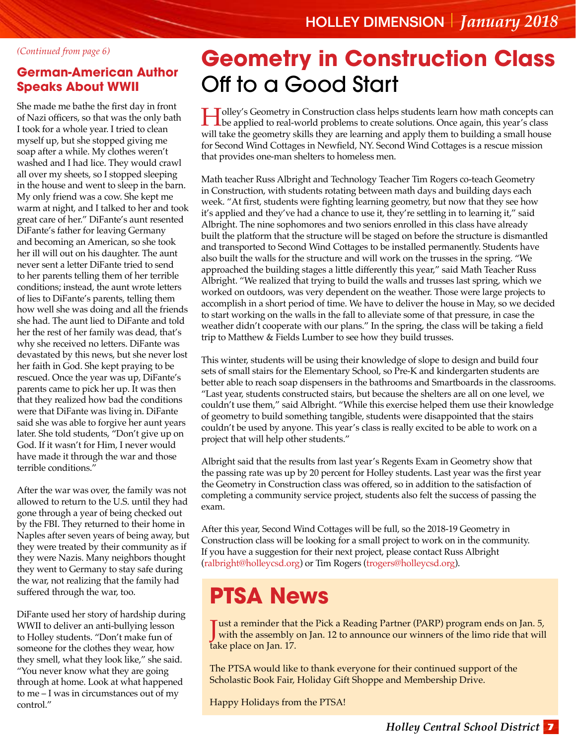*(Continued from page 6)*

## German-American Author Speaks About WWII

She made me bathe the first day in front of Nazi officers, so that was the only bath I took for a whole year. I tried to clean myself up, but she stopped giving me soap after a while. My clothes weren't washed and I had lice. They would crawl all over my sheets, so I stopped sleeping in the house and went to sleep in the barn. My only friend was a cow. She kept me warm at night, and I talked to her and took great care of her." DiFante's aunt resented DiFante's father for leaving Germany and becoming an American, so she took her ill will out on his daughter. The aunt never sent a letter DiFante tried to send to her parents telling them of her terrible conditions; instead, the aunt wrote letters of lies to DiFante's parents, telling them how well she was doing and all the friends she had. The aunt lied to DiFante and told her the rest of her family was dead, that's why she received no letters. DiFante was devastated by this news, but she never lost her faith in God. She kept praying to be rescued. Once the year was up, DiFante's parents came to pick her up. It was then that they realized how bad the conditions were that DiFante was living in. DiFante said she was able to forgive her aunt years later. She told students, "Don't give up on God. If it wasn't for Him, I never would have made it through the war and those terrible conditions."

After the war was over, the family was not allowed to return to the U.S. until they had gone through a year of being checked out by the FBI. They returned to their home in Naples after seven years of being away, but they were treated by their community as if they were Nazis. Many neighbors thought they went to Germany to stay safe during the war, not realizing that the family had suffered through the war, too.

DiFante used her story of hardship during WWII to deliver an anti-bullying lesson to Holley students. "Don't make fun of someone for the clothes they wear, how they smell, what they look like," she said. "You never know what they are going through at home. Look at what happened to me – I was in circumstances out of my control."

# Geometry in Construction Class Off to a Good Start

Holley's Geometry in Construction class helps students learn how math concepts can be applied to real-world problems to create solutions. Once again, this year's class will take the geometry skills they are learning and apply them to building a small house for Second Wind Cottages in Newfield, NY. Second Wind Cottages is a rescue mission that provides one-man shelters to homeless men.

Math teacher Russ Albright and Technology Teacher Tim Rogers co-teach Geometry in Construction, with students rotating between math days and building days each week. "At first, students were fighting learning geometry, but now that they see how it's applied and they've had a chance to use it, they're settling in to learning it," said Albright. The nine sophomores and two seniors enrolled in this class have already built the platform that the structure will be staged on before the structure is dismantled and transported to Second Wind Cottages to be installed permanently. Students have also built the walls for the structure and will work on the trusses in the spring. "We approached the building stages a little differently this year," said Math Teacher Russ Albright. "We realized that trying to build the walls and trusses last spring, which we worked on outdoors, was very dependent on the weather. Those were large projects to accomplish in a short period of time. We have to deliver the house in May, so we decided to start working on the walls in the fall to alleviate some of that pressure, in case the weather didn't cooperate with our plans." In the spring, the class will be taking a field trip to Matthew & Fields Lumber to see how they build trusses.

This winter, students will be using their knowledge of slope to design and build four sets of small stairs for the Elementary School, so Pre-K and kindergarten students are better able to reach soap dispensers in the bathrooms and Smartboards in the classrooms. "Last year, students constructed stairs, but because the shelters are all on one level, we couldn't use them," said Albright. "While this exercise helped them use their knowledge of geometry to build something tangible, students were disappointed that the stairs couldn't be used by anyone. This year's class is really excited to be able to work on a project that will help other students."

Albright said that the results from last year's Regents Exam in Geometry show that the passing rate was up by 20 percent for Holley students. Last year was the first year the Geometry in Construction class was offered, so in addition to the satisfaction of completing a community service project, students also felt the success of passing the exam.

After this year, Second Wind Cottages will be full, so the 2018-19 Geometry in Construction class will be looking for a small project to work on in the community. If you have a suggestion for their next project, please contact Russ Albright (ralbright@holleycsd.org) or Tim Rogers (trogers@holleycsd.org).

# PTSA News

Just a reminder that the Pick a Reading Partner (PARP) program ends on Jan. 5, with the assembly on Jan. 12 to announce our winners of the limo ride that will take place on Jan. 17.

The PTSA would like to thank everyone for their continued support of the Scholastic Book Fair, Holiday Gift Shoppe and Membership Drive.

Happy Holidays from the PTSA!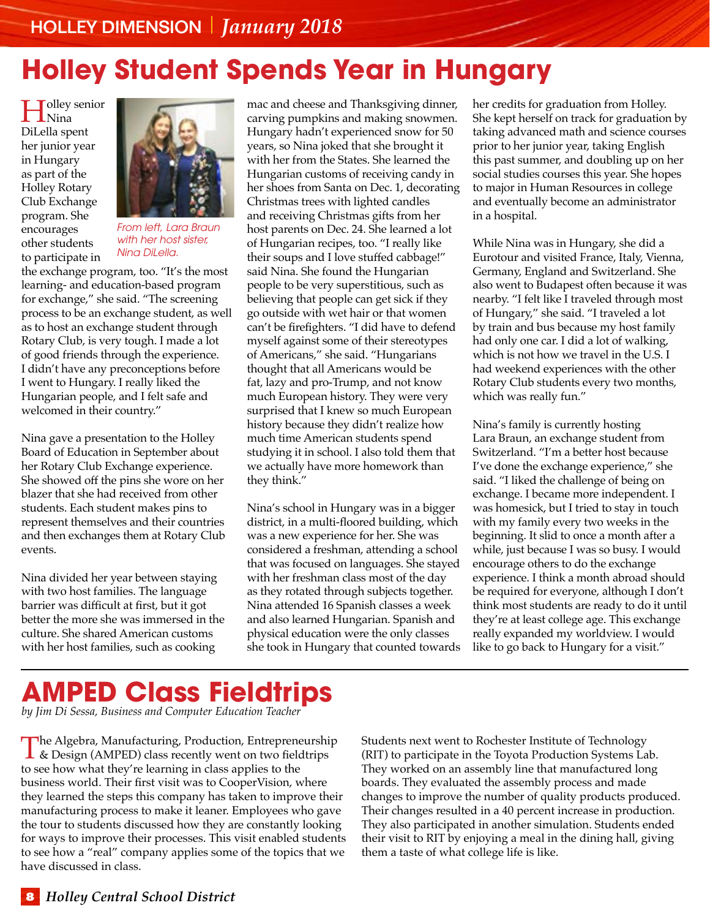# Holley Student Spends Year in Hungary

Holley senior Nina DiLella spent her junior year in Hungary as part of the Holley Rotary Club Exchange program. She encourages other students to participate in the exchange program, too. "It's the most learning- and education-based program for exchange," she said. "The screening process to be an exchange student, as well as to host an exchange student through Rotary Club, is very tough. I made a lot of good friends through the experience. I didn't have any preconceptions before I went to Hungary. I really liked the Hungarian people, and I felt safe and welcomed in their country."

*From left, Lara Braun with her host sister, Nina DiLella.*

Nina gave a presentation to the Holley Board of Education in September about her Rotary Club Exchange experience. She showed off the pins she wore on her blazer that she had received from other students. Each student makes pins to represent themselves and their countries and then exchanges them at Rotary Club events.

Nina divided her year between staying with two host families. The language barrier was difficult at first, but it got better the more she was immersed in the culture. She shared American customs with her host families, such as cooking mac and cheese and Thanksgiving dinner, carving pumpkins and making snowmen. Hungary hadn't experienced snow for 50 years, so Nina joked that she brought it with her from the States. She learned the Hungarian customs of receiving candy in her shoes from Santa on Dec. 1, decorating Christmas trees with lighted candles and receiving Christmas gifts from her host parents on Dec. 24. She learned a lot of Hungarian recipes, too. "I really like their soups and I love stuffed cabbage!" said Nina. She found the Hungarian people to be very superstitious, such as believing that people can get sick if they go outside with wet hair or that women can't be firefighters. "I did have to defend myself against some of their stereotypes of Americans," she said. "Hungarians thought that all Americans would be fat, lazy and pro-Trump, and not know much European history. They were very surprised that I knew so much European history because they didn't realize how much time American students spend studying it in school. I also told them that we actually have more homework than they think."

Nina's school in Hungary was in a bigger district, in a multi-floored building, which was a new experience for her. She was considered a freshman, attending a school that was focused on languages. She stayed with her freshman class most of the day as they rotated through subjects together. Nina attended 16 Spanish classes a week and also learned Hungarian. Spanish and physical education were the only classes she took in Hungary that counted towards her credits for graduation from Holley. She kept herself on track for graduation by taking advanced math and science courses prior to her junior year, taking English this past summer, and doubling up on her social studies courses this year. She hopes to major in Human Resources in college and eventually become an administrator in a hospital.

While Nina was in Hungary, she did a Eurotour and visited France, Italy, Vienna, Germany, England and Switzerland. She also went to Budapest often because it was nearby. "I felt like I traveled through most of Hungary," she said. "I traveled a lot by train and bus because my host family had only one car. I did a lot of walking, which is not how we travel in the U.S. I had weekend experiences with the other Rotary Club students every two months, which was really fun."

Nina's family is currently hosting Lara Braun, an exchange student from Switzerland. "I'm a better host because I've done the exchange experience," she said. "I liked the challenge of being on exchange. I became more independent. I was homesick, but I tried to stay in touch with my family every two weeks in the beginning. It slid to once a month after a while, just because I was so busy. I would encourage others to do the exchange experience. I think a month abroad should be required for everyone, although I don't think most students are ready to do it until they're at least college age. This exchange really expanded my worldview. I would like to go back to Hungary for a visit."

# AMPED Class Fieldtrips

*by Jim Di Sessa, Business and Computer Education Teacher*

The Algebra, Manufacturing, Production, Entrepreneurship & Design (AMPED) class recently went on two fieldtrips to see how what they're learning in class applies to the business world. Their first visit was to CooperVision, where they learned the steps this company has taken to improve their manufacturing process to make it leaner. Employees who gave the tour to students discussed how they are constantly looking for ways to improve their processes. This visit enabled students to see how a "real" company applies some of the topics that we have discussed in class.

Students next went to Rochester Institute of Technology (RIT) to participate in the Toyota Production Systems Lab. They worked on an assembly line that manufactured long boards. They evaluated the assembly process and made changes to improve the number of quality products produced. Their changes resulted in a 40 percent increase in production. They also participated in another simulation. Students ended their visit to RIT by enjoying a meal in the dining hall, giving them a taste of what college life is like.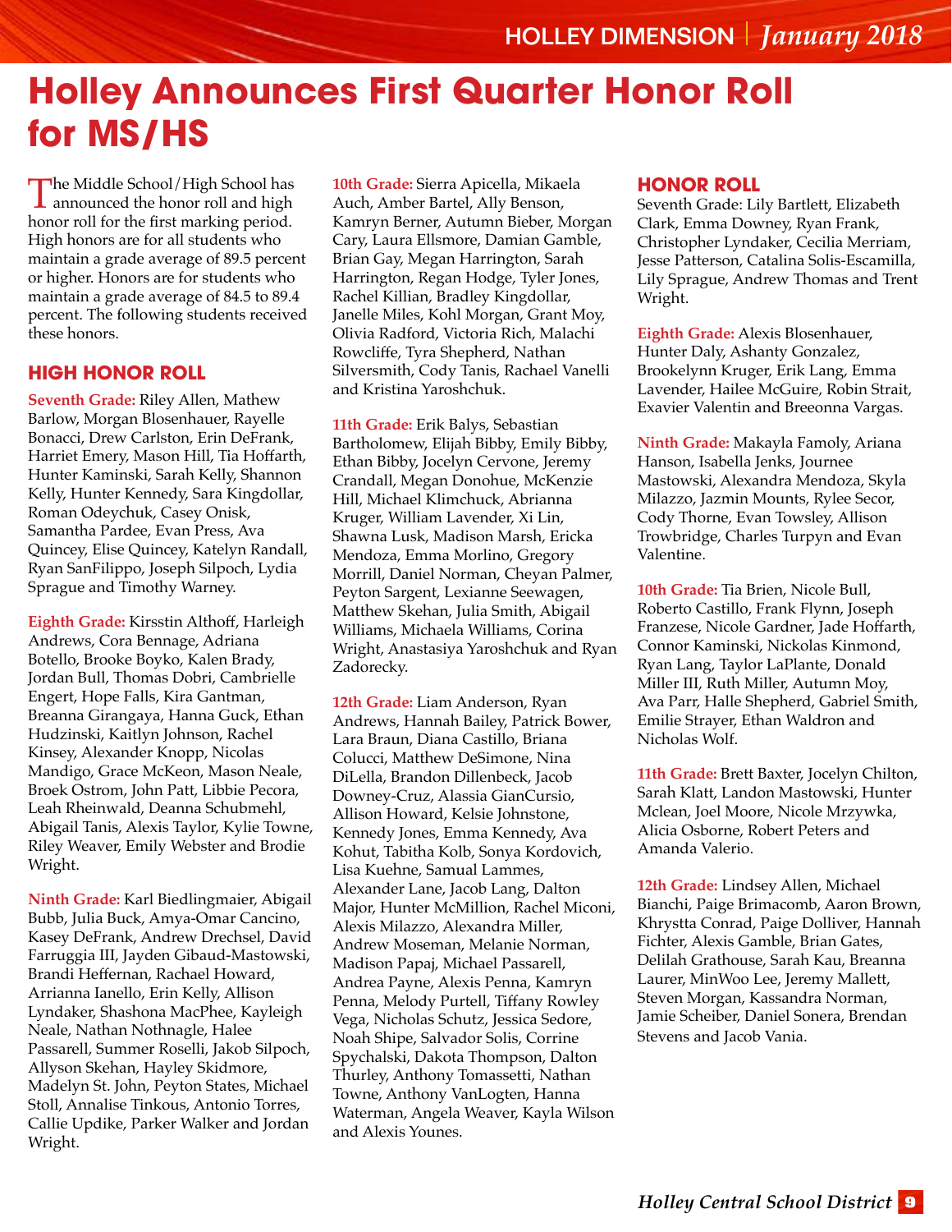# Holley Announces First Quarter Honor Roll for MS/HS

The Middle School/High School has announced the honor roll and high honor roll for the first marking period. High honors are for all students who maintain a grade average of 89.5 percent or higher. Honors are for students who maintain a grade average of 84.5 to 89.4 percent. The following students received these honors.

## HIGH HONOR ROLL

**Seventh Grade:** Riley Allen, Mathew Barlow, Morgan Blosenhauer, Rayelle Bonacci, Drew Carlston, Erin DeFrank, Harriet Emery, Mason Hill, Tia Hoffarth, Hunter Kaminski, Sarah Kelly, Shannon Kelly, Hunter Kennedy, Sara Kingdollar, Roman Odeychuk, Casey Onisk, Samantha Pardee, Evan Press, Ava Quincey, Elise Quincey, Katelyn Randall, Ryan SanFilippo, Joseph Silpoch, Lydia Sprague and Timothy Warney.

**Eighth Grade:** Kirsstin Althoff, Harleigh Andrews, Cora Bennage, Adriana Botello, Brooke Boyko, Kalen Brady, Jordan Bull, Thomas Dobri, Cambrielle Engert, Hope Falls, Kira Gantman, Breanna Girangaya, Hanna Guck, Ethan Hudzinski, Kaitlyn Johnson, Rachel Kinsey, Alexander Knopp, Nicolas Mandigo, Grace McKeon, Mason Neale, Broek Ostrom, John Patt, Libbie Pecora, Leah Rheinwald, Deanna Schubmehl, Abigail Tanis, Alexis Taylor, Kylie Towne, Riley Weaver, Emily Webster and Brodie Wright.

**Ninth Grade:** Karl Biedlingmaier, Abigail Bubb, Julia Buck, Amya-Omar Cancino, Kasey DeFrank, Andrew Drechsel, David Farruggia III, Jayden Gibaud-Mastowski, Brandi Heffernan, Rachael Howard, Arrianna Ianello, Erin Kelly, Allison Lyndaker, Shashona MacPhee, Kayleigh Neale, Nathan Nothnagle, Halee Passarell, Summer Roselli, Jakob Silpoch, Allyson Skehan, Hayley Skidmore, Madelyn St. John, Peyton States, Michael Stoll, Annalise Tinkous, Antonio Torres, Callie Updike, Parker Walker and Jordan Wright.

**10th Grade:** Sierra Apicella, Mikaela Auch, Amber Bartel, Ally Benson, Kamryn Berner, Autumn Bieber, Morgan Cary, Laura Ellsmore, Damian Gamble, Brian Gay, Megan Harrington, Sarah Harrington, Regan Hodge, Tyler Jones, Rachel Killian, Bradley Kingdollar, Janelle Miles, Kohl Morgan, Grant Moy, Olivia Radford, Victoria Rich, Malachi Rowcliffe, Tyra Shepherd, Nathan Silversmith, Cody Tanis, Rachael Vanelli and Kristina Yaroshchuk.

**11th Grade:** Erik Balys, Sebastian Bartholomew, Elijah Bibby, Emily Bibby, Ethan Bibby, Jocelyn Cervone, Jeremy Crandall, Megan Donohue, McKenzie Hill, Michael Klimchuck, Abrianna Kruger, William Lavender, Xi Lin, Shawna Lusk, Madison Marsh, Ericka Mendoza, Emma Morlino, Gregory Morrill, Daniel Norman, Cheyan Palmer, Peyton Sargent, Lexianne Seewagen, Matthew Skehan, Julia Smith, Abigail Williams, Michaela Williams, Corina Wright, Anastasiya Yaroshchuk and Ryan Zadorecky.

**12th Grade:** Liam Anderson, Ryan Andrews, Hannah Bailey, Patrick Bower, Lara Braun, Diana Castillo, Briana Colucci, Matthew DeSimone, Nina DiLella, Brandon Dillenbeck, Jacob Downey-Cruz, Alassia GianCursio, Allison Howard, Kelsie Johnstone, Kennedy Jones, Emma Kennedy, Ava Kohut, Tabitha Kolb, Sonya Kordovich, Lisa Kuehne, Samual Lammes, Alexander Lane, Jacob Lang, Dalton Major, Hunter McMillion, Rachel Miconi, Alexis Milazzo, Alexandra Miller, Andrew Moseman, Melanie Norman, Madison Papaj, Michael Passarell, Andrea Payne, Alexis Penna, Kamryn Penna, Melody Purtell, Tiffany Rowley Vega, Nicholas Schutz, Jessica Sedore, Noah Shipe, Salvador Solis, Corrine Spychalski, Dakota Thompson, Dalton Thurley, Anthony Tomassetti, Nathan Towne, Anthony VanLogten, Hanna Waterman, Angela Weaver, Kayla Wilson and Alexis Younes.

## HONOR ROLL

Seventh Grade: Lily Bartlett, Elizabeth Clark, Emma Downey, Ryan Frank, Christopher Lyndaker, Cecilia Merriam, Jesse Patterson, Catalina Solis-Escamilla, Lily Sprague, Andrew Thomas and Trent Wright.

**Eighth Grade:** Alexis Blosenhauer, Hunter Daly, Ashanty Gonzalez, Brookelynn Kruger, Erik Lang, Emma Lavender, Hailee McGuire, Robin Strait, Exavier Valentin and Breeonna Vargas.

**Ninth Grade:** Makayla Famoly, Ariana Hanson, Isabella Jenks, Journee Mastowski, Alexandra Mendoza, Skyla Milazzo, Jazmin Mounts, Rylee Secor, Cody Thorne, Evan Towsley, Allison Trowbridge, Charles Turpyn and Evan Valentine.

**10th Grade:** Tia Brien, Nicole Bull, Roberto Castillo, Frank Flynn, Joseph Franzese, Nicole Gardner, Jade Hoffarth, Connor Kaminski, Nickolas Kinmond, Ryan Lang, Taylor LaPlante, Donald Miller III, Ruth Miller, Autumn Moy, Ava Parr, Halle Shepherd, Gabriel Smith, Emilie Strayer, Ethan Waldron and Nicholas Wolf.

**11th Grade:** Brett Baxter, Jocelyn Chilton, Sarah Klatt, Landon Mastowski, Hunter Mclean, Joel Moore, Nicole Mrzywka, Alicia Osborne, Robert Peters and Amanda Valerio.

**12th Grade:** Lindsey Allen, Michael Bianchi, Paige Brimacomb, Aaron Brown, Khrystta Conrad, Paige Dolliver, Hannah Fichter, Alexis Gamble, Brian Gates, Delilah Grathouse, Sarah Kau, Breanna Laurer, MinWoo Lee, Jeremy Mallett, Steven Morgan, Kassandra Norman, Jamie Scheiber, Daniel Sonera, Brendan Stevens and Jacob Vania.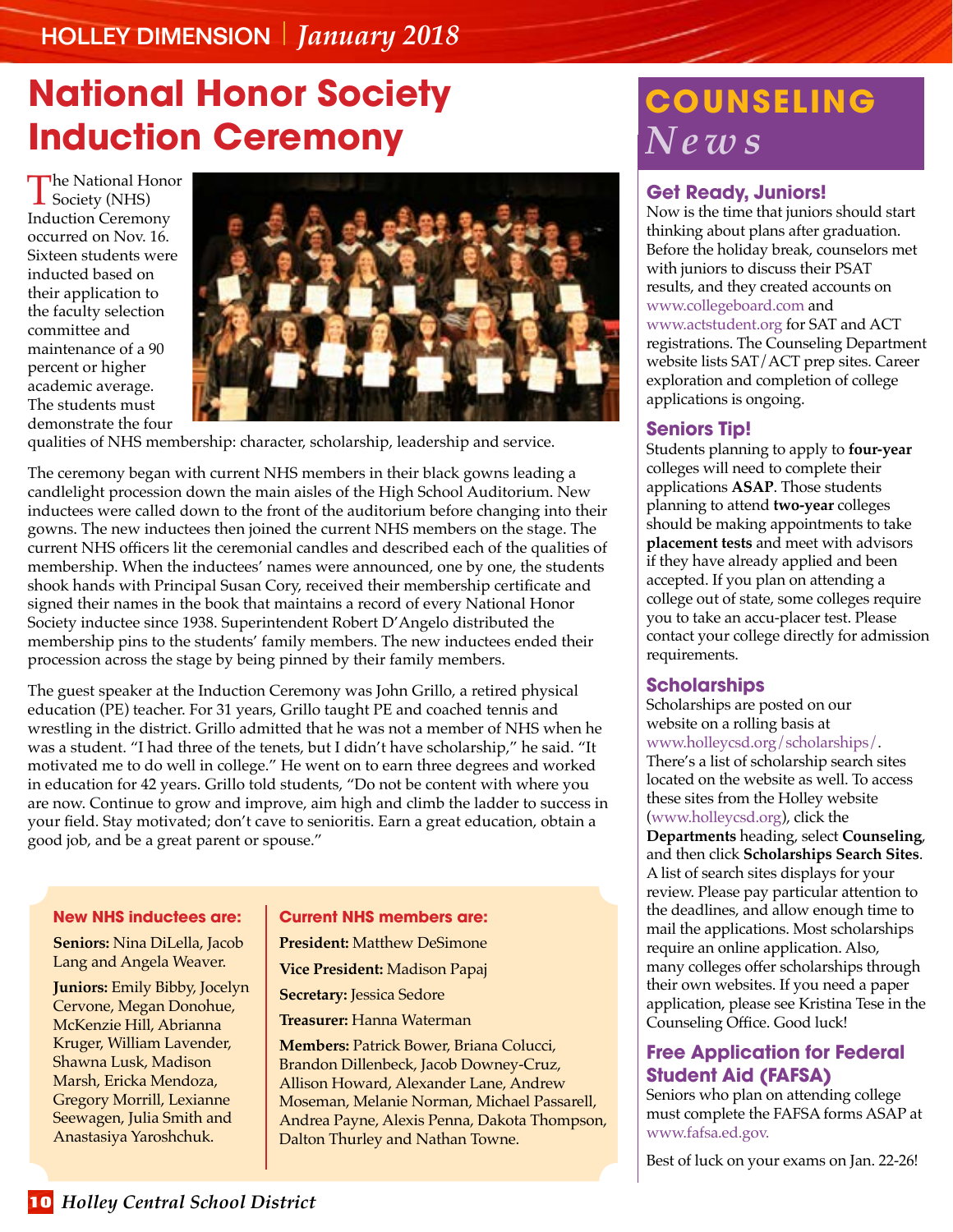# National Honor Society Induction Ceremony

The National Honor Society (NHS) Induction Ceremony occurred on Nov. 16. Sixteen students were inducted based on their application to the faculty selection committee and maintenance of a 90 percent or higher academic average. The students must demonstrate the four qualities of NHS membership: character, scholarship, leadership and service.

The ceremony began with current NHS members in their black gowns leading a candlelight procession down the main aisles of the High School Auditorium. New inductees were called down to the front of the auditorium before changing into their gowns. The new inductees then joined the current NHS members on the stage. The current NHS officers lit the ceremonial candles and described each of the qualities of membership. When the inductees' names were announced, one by one, the students shook hands with Principal Susan Cory, received their membership certificate and signed their names in the book that maintains a record of every National Honor Society inductee since 1938. Superintendent Robert D'Angelo distributed the membership pins to the students' family members. The new inductees ended their procession across the stage by being pinned by their family members.

The guest speaker at the Induction Ceremony was John Grillo, a retired physical education (PE) teacher. For 31 years, Grillo taught PE and coached tennis and wrestling in the district. Grillo admitted that he was not a member of NHS when he was a student. "I had three of the tenets, but I didn't have scholarship," he said. "It motivated me to do well in college." He went on to earn three degrees and worked in education for 42 years. Grillo told students, "Do not be content with where you are now. Continue to grow and improve, aim high and climb the ladder to success in your field. Stay motivated; don't cave to senioritis. Earn a great education, obtain a good job, and be a great parent or spouse."

### New NHS inductees are:

**Seniors:** Nina DiLella, Jacob Lang and Angela Weaver.

**Juniors:** Emily Bibby, Jocelyn Cervone, Megan Donohue, McKenzie Hill, Abrianna Kruger, William Lavender, Shawna Lusk, Madison Marsh, Ericka Mendoza, Gregory Morrill, Lexianne Seewagen, Julia Smith and Anastasiya Yaroshchuk.

### Current NHS members are:

**President:** Matthew DeSimone

**Vice President:** Madison Papaj

**Secretary:** Jessica Sedore

**Treasurer:** Hanna Waterman

**Members:** Patrick Bower, Briana Colucci, Brandon Dillenbeck, Jacob Downey-Cruz, Allison Howard, Alexander Lane, Andrew Moseman, Melanie Norman, Michael Passarell, Andrea Payne, Alexis Penna, Dakota Thompson, Dalton Thurley and Nathan Towne.

# COUNSELING *News*

## Get Ready, Juniors!

Now is the time that juniors should start thinking about plans after graduation. Before the holiday break, counselors met with juniors to discuss their PSAT results, and they created accounts on www.collegeboard.com and www.actstudent.org for SAT and ACT registrations. The Counseling Department website lists SAT/ACT prep sites. Career exploration and completion of college applications is ongoing.

## Seniors Tip!

Students planning to apply to **four-year** colleges will need to complete their applications **ASAP**. Those students planning to attend **two-year** colleges should be making appointments to take **placement tests** and meet with advisors if they have already applied and been accepted. If you plan on attending a college out of state, some colleges require you to take an accu-placer test. Please contact your college directly for admission requirements.

## Scholarships

Scholarships are posted on our website on a rolling basis at www.holleycsd.org/scholarships/. There's a list of scholarship search sites located on the website as well. To access these sites from the Holley website (www.holleycsd.org), click the **Departments** heading, select **Counseling**, and then click **Scholarships Search Sites**. A list of search sites displays for your review. Please pay particular attention to the deadlines, and allow enough time to mail the applications. Most scholarships require an online application. Also, many colleges offer scholarships through their own websites. If you need a paper application, please see Kristina Tese in the Counseling Office. Good luck!

## Free Application for Federal Student Aid (FAFSA)

Seniors who plan on attending college must complete the FAFSA forms ASAP at www.fafsa.ed.gov.

Best of luck on your exams on Jan. 22-26!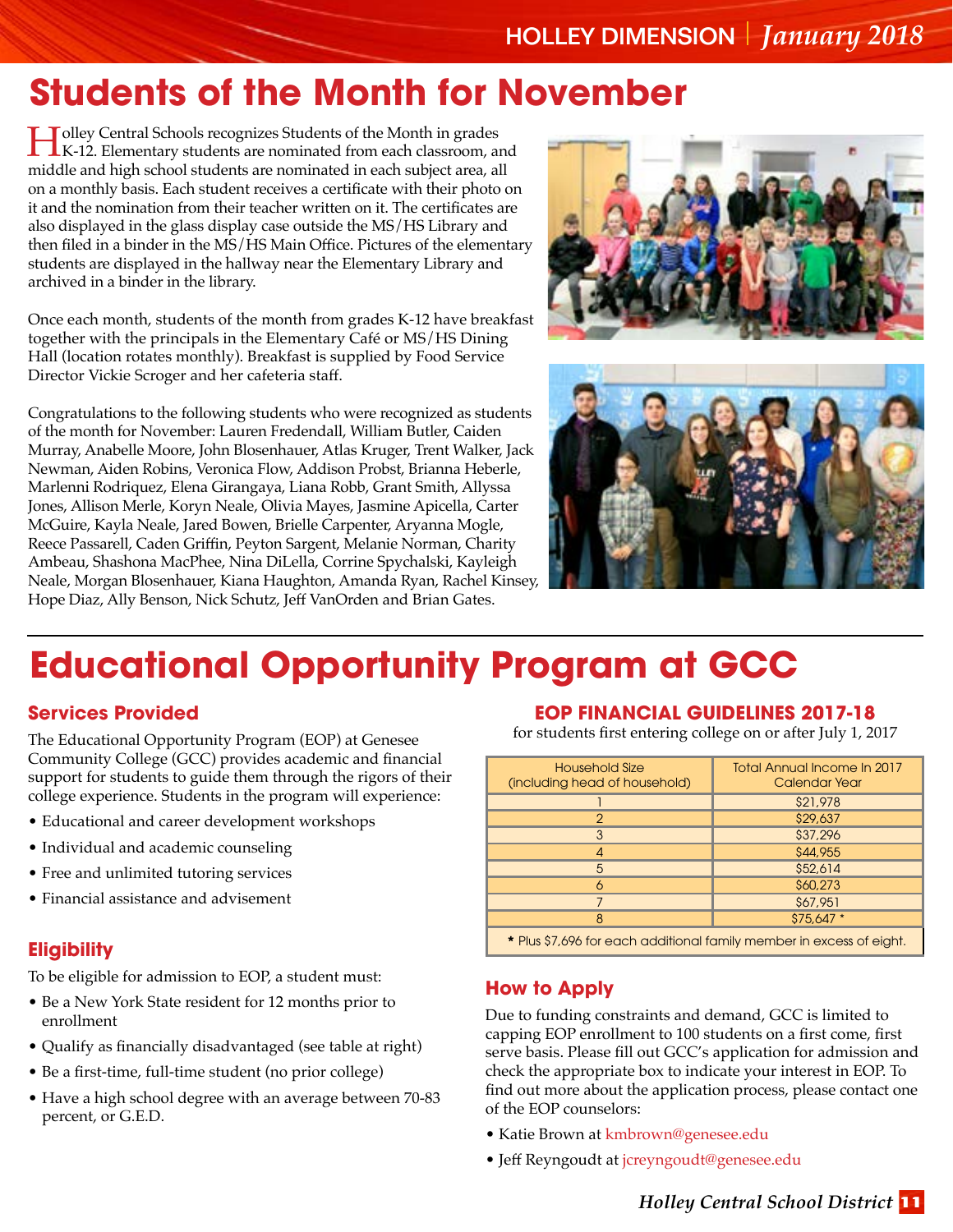# Students of the Month for November

Holley Central Schools recognizes Students of the Month in grades K-12. Elementary students are nominated from each classroom, and middle and high school students are nominated in each subject area, all on a monthly basis. Each student receives a certificate with their photo on it and the nomination from their teacher written on it. The certificates are also displayed in the glass display case outside the MS/HS Library and then filed in a binder in the MS/HS Main Office. Pictures of the elementary students are displayed in the hallway near the Elementary Library and archived in a binder in the library.

Once each month, students of the month from grades K-12 have breakfast together with the principals in the Elementary Café or MS/HS Dining Hall (location rotates monthly). Breakfast is supplied by Food Service Director Vickie Scroger and her cafeteria staff.

Congratulations to the following students who were recognized as students of the month for November: Lauren Fredendall, William Butler, Caiden Murray, Anabelle Moore, John Blosenhauer, Atlas Kruger, Trent Walker, Jack Newman, Aiden Robins, Veronica Flow, Addison Probst, Brianna Heberle, Marlenni Rodriquez, Elena Girangaya, Liana Robb, Grant Smith, Allyssa Jones, Allison Merle, Koryn Neale, Olivia Mayes, Jasmine Apicella, Carter McGuire, Kayla Neale, Jared Bowen, Brielle Carpenter, Aryanna Mogle, Reece Passarell, Caden Griffin, Peyton Sargent, Melanie Norman, Charity Ambeau, Shashona MacPhee, Nina DiLella, Corrine Spychalski, Kayleigh Neale, Morgan Blosenhauer, Kiana Haughton, Amanda Ryan, Rachel Kinsey, Hope Diaz, Ally Benson, Nick Schutz, Jeff VanOrden and Brian Gates.

# Educational Opportunity Program at GCC

## Services Provided

The Educational Opportunity Program (EOP) at Genesee Community College (GCC) provides academic and financial support for students to guide them through the rigors of their college experience. Students in the program will experience:

- Educational and career development workshops
- Individual and academic counseling
- Free and unlimited tutoring services
- Financial assistance and advisement

## Eligibility

To be eligible for admission to EOP, a student must:

- Be a New York State resident for 12 months prior to enrollment
- Qualify as financially disadvantaged (see table at right)
- Be a first-time, full-time student (no prior college)
- Have a high school degree with an average between 70-83 percent, or G.E.D.

## EOP FINANCIAL GUIDELINES 2017-18

for students first entering college on or after July 1, 2017

| Household Size (including head of household) | Total Annual Income In 2017 Calendar Year |
|---|---|
| 1 | $21,978 |
| 2 | $29,637 |
| 3 | $37,296 |
| 4 | $44,955 |
| 5 | $52,614 |
| 6 | $60,273 |
| 7 | $67,951 |
| 8 | $75,647 * |

**\*** Plus $7,696 for each additional family member in excess of eight.

## How to Apply

Due to funding constraints and demand, GCC is limited to capping EOP enrollment to 100 students on a first come, first serve basis. Please fill out GCC's application for admission and check the appropriate box to indicate your interest in EOP. To find out more about the application process, please contact one of the EOP counselors:

- Katie Brown at kmbrown@genesee.edu
- Jeff Reyngoudt at jcreyngoudt@genesee.edu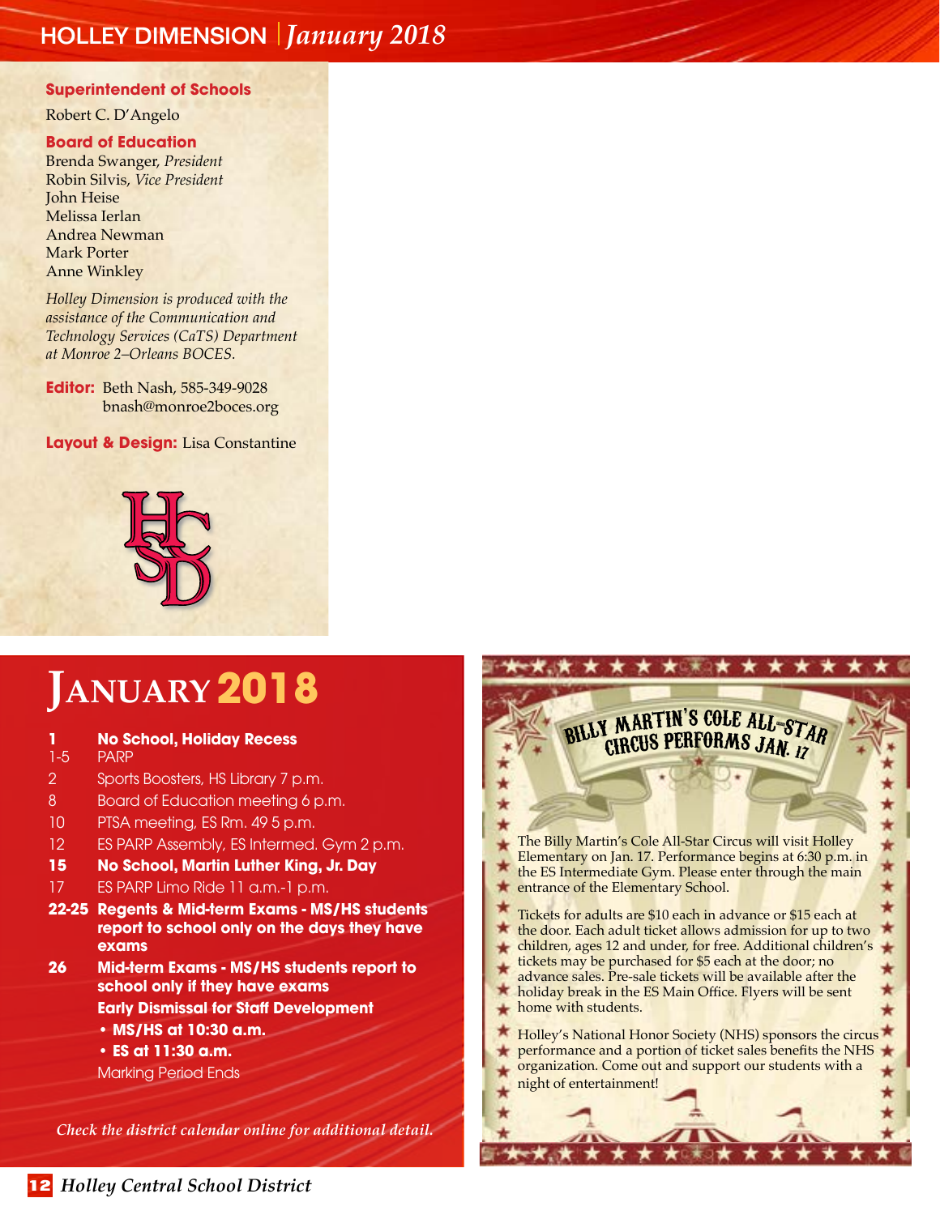**Superintendent of Schools**

Robert C. D'Angelo

**Board of Education**

Brenda Swanger, *President*
Robin Silvis, *Vice President*
John Heise
Melissa Ierlan
Andrea Newman
Mark Porter
Anne Winkley

*Holley Dimension is produced with the assistance of the Communication and Technology Services (CaTS) Department at Monroe 2–Orleans BOCES.*

**Editor:** Beth Nash, 585-349-9028
bnash@monroe2boces.org

**Layout & Design:** Lisa Constantine

## January 2018

**1** **No School, Holiday Recess**
1-5 PARP
2 Sports Boosters, HS Library 7 p.m.
8 Board of Education meeting 6 p.m.
10 PTSA meeting, ES Rm. 49 5 p.m.
12 ES PARP Assembly, ES Intermed. Gym 2 p.m.
**15** **No School, Martin Luther King, Jr. Day**
17 ES PARP Limo Ride 11 a.m.-1 p.m.
**22-25** **Regents & Mid-term Exams - MS/HS students report to school only on the days they have exams**
**26** **Mid-term Exams - MS/HS students report to school only if they have exams**
**Early Dismissal for Staff Development**
- **MS/HS at 10:30 a.m.**
- **ES at 11:30 a.m.**

Marking Period Ends

*Check the district calendar online for additional detail.*

## Billy Martin's Cole All-Star Circus Performs Jan. 17

The Billy Martin's Cole All-Star Circus will visit Holley Elementary on Jan. 17. Performance begins at 6:30 p.m. in the ES Intermediate Gym. Please enter through the main entrance of the Elementary School.

Tickets for adults are $10 each in advance or $15 each at the door. Each adult ticket allows admission for up to two children, ages 12 and under, for free. Additional children's tickets may be purchased for $5 each at the door; no advance sales. Pre-sale tickets will be available after the holiday break in the ES Main Office. Flyers will be sent home with students.

Holley's National Honor Society (NHS) sponsors the circus performance and a portion of ticket sales benefits the NHS organization. Come out and support our students with a night of entertainment!